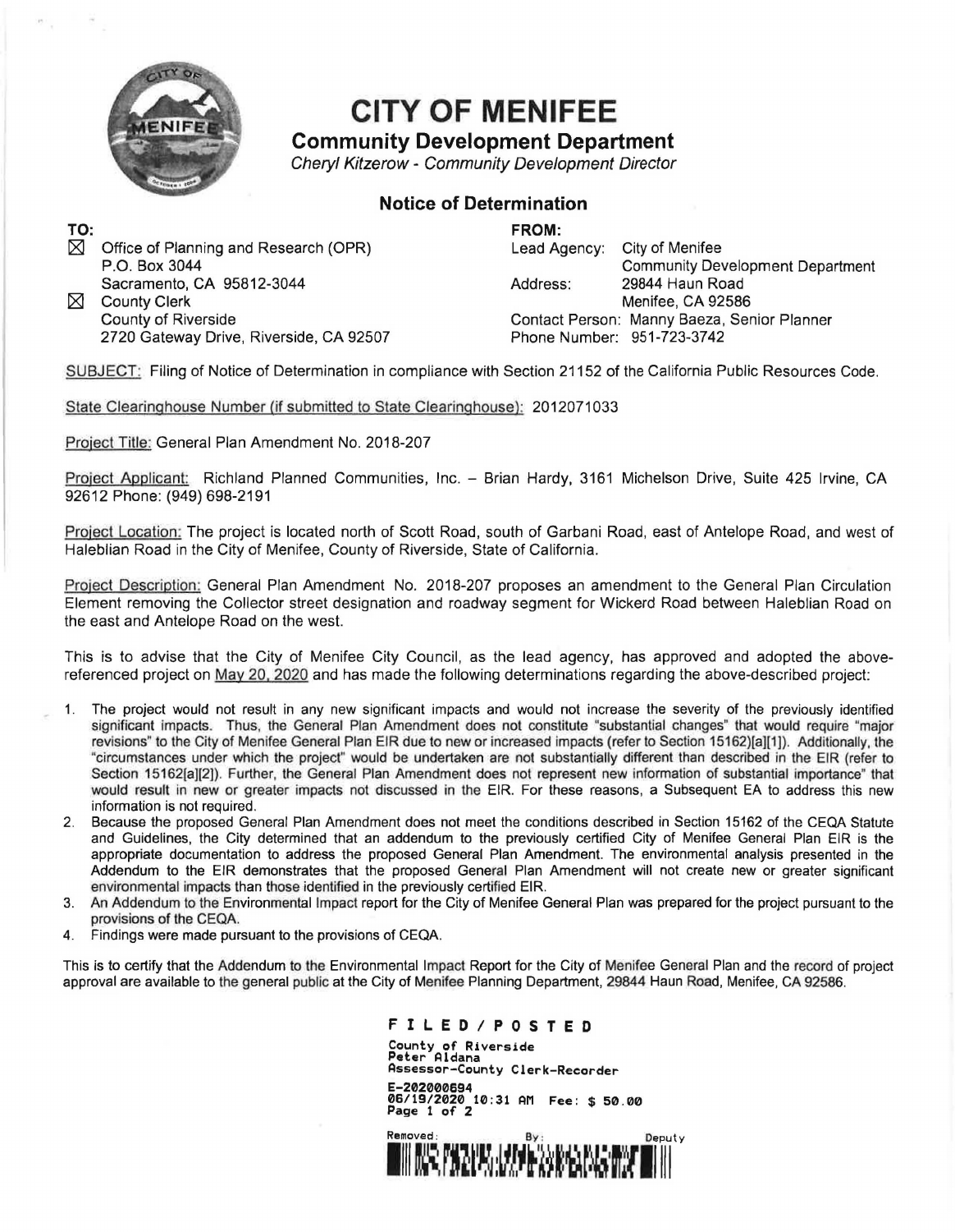# CITY OF MENIFEE

## Community Development Department

*Cheryl Kitzerow - Community Development Director*

### Notice of Determination

**TO:**

☒ Office of Planning and Research (OPR)
P.O. Box 3044
Sacramento, CA 95812-3044

☒ County Clerk
County of Riverside
2720 Gateway Drive, Riverside, CA 92507

**FROM:**

Lead Agency: City of Menifee
Community Development Department
Address: 29844 Haun Road
Menifee, CA 92586
Contact Person: Manny Baeza, Senior Planner
Phone Number: 951-723-3742

SUBJECT: Filing of Notice of Determination in compliance with Section 21152 of the California Public Resources Code.

State Clearinghouse Number (if submitted to State Clearinghouse): 2012071033

Project Title: General Plan Amendment No. 2018-207

Project Applicant: Richland Planned Communities, Inc. – Brian Hardy, 3161 Michelson Drive, Suite 425 Irvine, CA 92612 Phone: (949) 698-2191

Project Location: The project is located north of Scott Road, south of Garbani Road, east of Antelope Road, and west of Haleblian Road in the City of Menifee, County of Riverside, State of California.

Project Description: General Plan Amendment No. 2018-207 proposes an amendment to the General Plan Circulation Element removing the Collector street designation and roadway segment for Wickerd Road between Haleblian Road on the east and Antelope Road on the west.

This is to advise that the City of Menifee City Council, as the lead agency, has approved and adopted the above-referenced project on May 20, 2020 and has made the following determinations regarding the above-described project:

1. The project would not result in any new significant impacts and would not increase the severity of the previously identified significant impacts. Thus, the General Plan Amendment does not constitute "substantial changes" that would require "major revisions" to the City of Menifee General Plan EIR due to new or increased impacts (refer to Section 15162)[a][1]). Additionally, the "circumstances under which the project" would be undertaken are not substantially different than described in the EIR (refer to Section 15162[a][2]). Further, the General Plan Amendment does not represent new information of substantial importance" that would result in new or greater impacts not discussed in the EIR. For these reasons, a Subsequent EA to address this new information is not required.
2. Because the proposed General Plan Amendment does not meet the conditions described in Section 15162 of the CEQA Statute and Guidelines, the City determined that an addendum to the previously certified City of Menifee General Plan EIR is the appropriate documentation to address the proposed General Plan Amendment. The environmental analysis presented in the Addendum to the EIR demonstrates that the proposed General Plan Amendment will not create new or greater significant environmental impacts than those identified in the previously certified EIR.
3. An Addendum to the Environmental Impact report for the City of Menifee General Plan was prepared for the project pursuant to the provisions of the CEQA.
4. Findings were made pursuant to the provisions of CEQA.

This is to certify that the Addendum to the Environmental Impact Report for the City of Menifee General Plan and the record of project approval are available to the general public at the City of Menifee Planning Department, 29844 Haun Road, Menifee, CA 92586.

**FILED/POSTED**
County of Riverside
Peter Aldana
Assessor-County Clerk-Recorder
E-202000694
06/19/2020 10:31 AM Fee: $ 50.00
Page 1 of 2

Removed: By: Deputy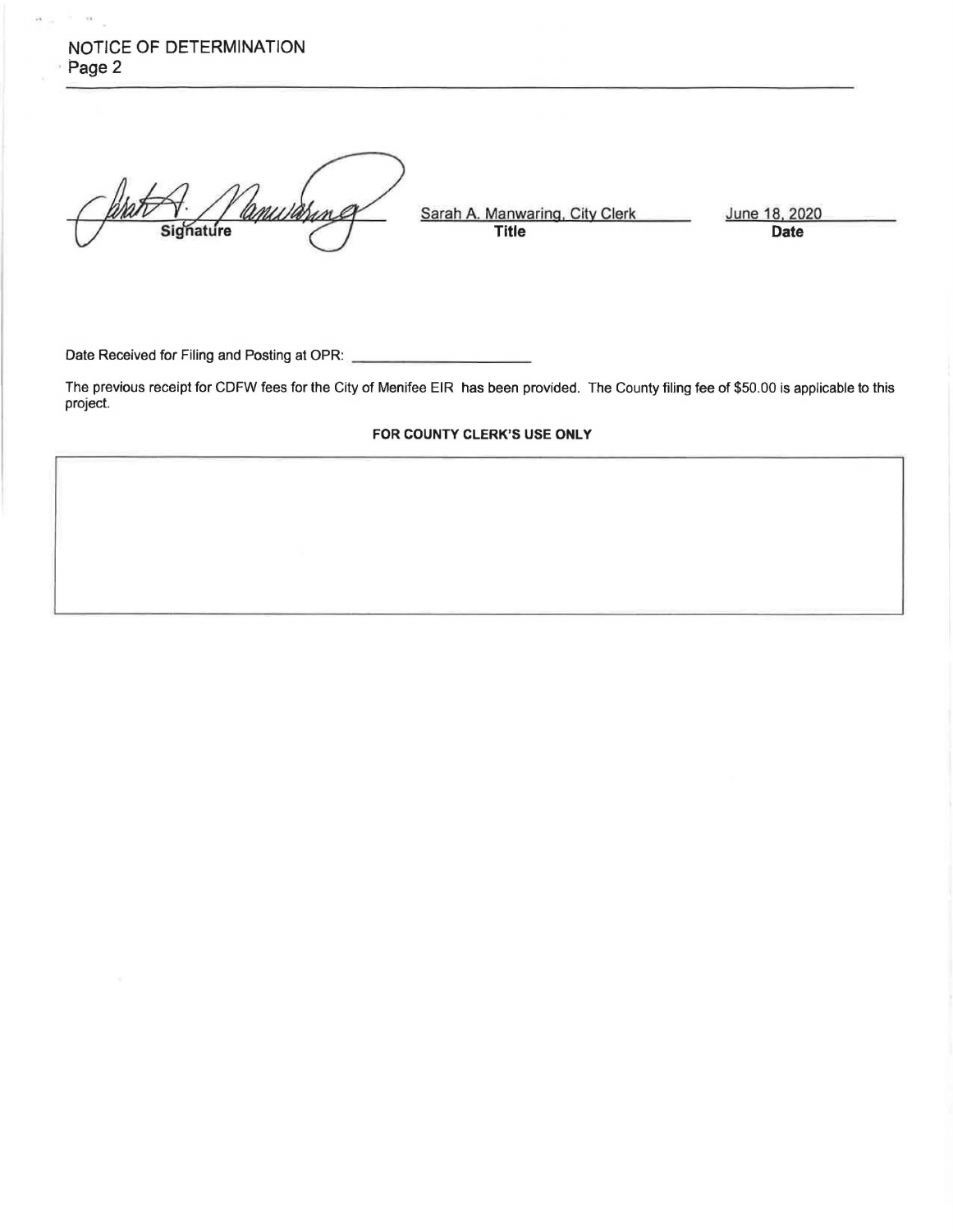NOTICE OF DETERMINATION
Page 2

Signature | Sarah A. Manwaring, City Clerk | June 18, 2020

| | | |
|---|---|---|
| Signature | Sarah A. Manwaring, City Clerk | June 18, 2020 |
| | **Title** | **Date** |

Date Received for Filing and Posting at OPR: ____________________

The previous receipt for CDFW fees for the City of Menifee EIR has been provided. The County filing fee of $50.00 is applicable to this project.

**FOR COUNTY CLERK'S USE ONLY**